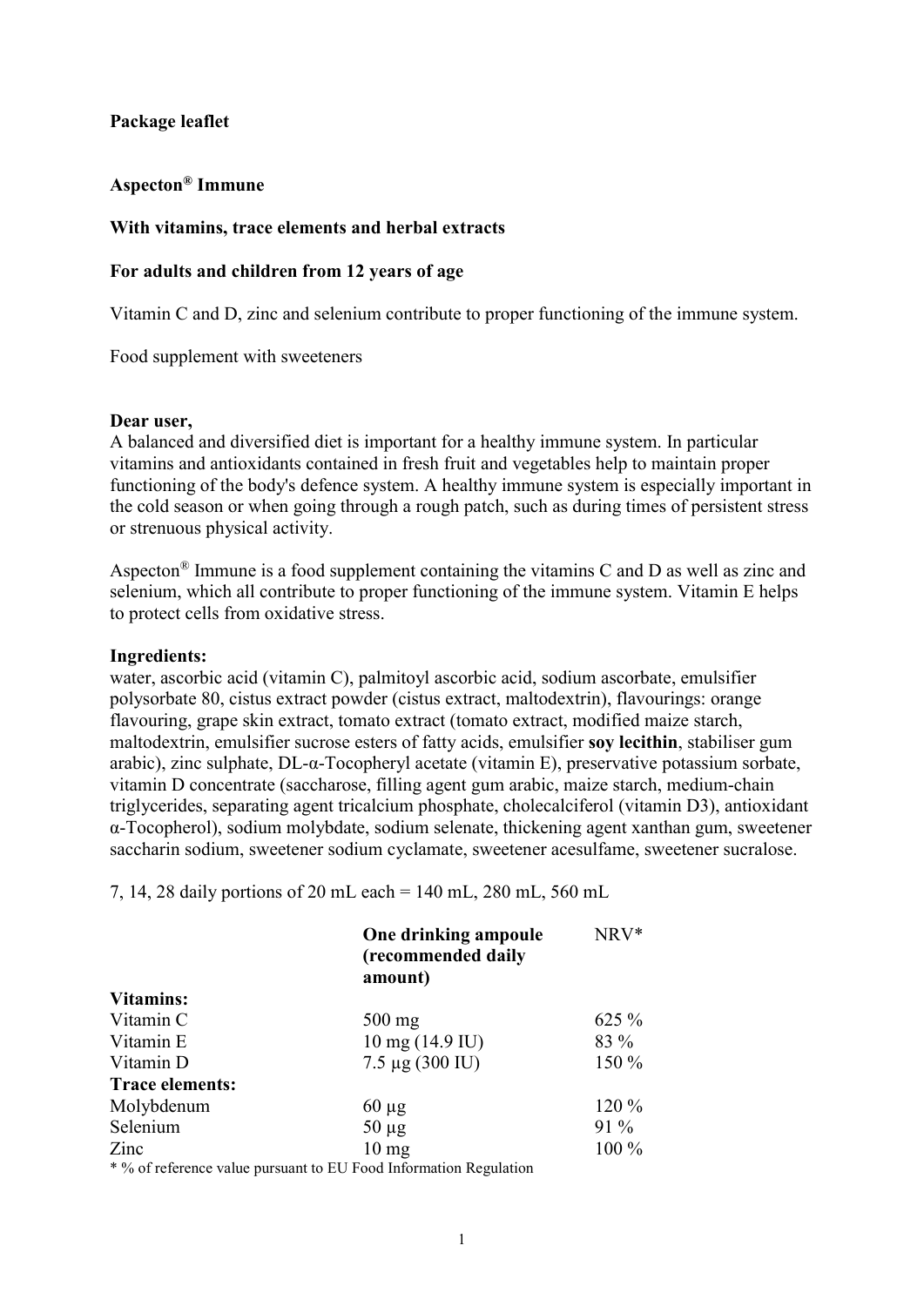**Package leaflet**

**Aspecton® Immune**

**With vitamins, trace elements and herbal extracts**

**For adults and children from 12 years of age**

Vitamin C and D, zinc and selenium contribute to proper functioning of the immune system.

Food supplement with sweeteners

**Dear user,**
A balanced and diversified diet is important for a healthy immune system. In particular vitamins and antioxidants contained in fresh fruit and vegetables help to maintain proper functioning of the body's defence system. A healthy immune system is especially important in the cold season or when going through a rough patch, such as during times of persistent stress or strenuous physical activity.

Aspecton® Immune is a food supplement containing the vitamins C and D as well as zinc and selenium, which all contribute to proper functioning of the immune system. Vitamin E helps to protect cells from oxidative stress.

**Ingredients:**
water, ascorbic acid (vitamin C), palmitoyl ascorbic acid, sodium ascorbate, emulsifier polysorbate 80, cistus extract powder (cistus extract, maltodextrin), flavourings: orange flavouring, grape skin extract, tomato extract (tomato extract, modified maize starch, maltodextrin, emulsifier sucrose esters of fatty acids, emulsifier **soy lecithin**, stabiliser gum arabic), zinc sulphate, DL-α-Tocopheryl acetate (vitamin E), preservative potassium sorbate, vitamin D concentrate (saccharose, filling agent gum arabic, maize starch, medium-chain triglycerides, separating agent tricalcium phosphate, cholecalciferol (vitamin D3), antioxidant α-Tocopherol), sodium molybdate, sodium selenate, thickening agent xanthan gum, sweetener saccharin sodium, sweetener sodium cyclamate, sweetener acesulfame, sweetener sucralose.

7, 14, 28 daily portions of 20 mL each = 140 mL, 280 mL, 560 mL

| | **One drinking ampoule (recommended daily amount)** | NRV* |
|---|---|---|
| **Vitamins:** | | |
| Vitamin C | 500 mg | 625 % |
| Vitamin E | 10 mg (14.9 IU) | 83 % |
| Vitamin D | 7.5 µg (300 IU) | 150 % |
| **Trace elements:** | | |
| Molybdenum | 60 µg | 120 % |
| Selenium | 50 µg | 91 % |
| Zinc | 10 mg | 100 % |

\* % of reference value pursuant to EU Food Information Regulation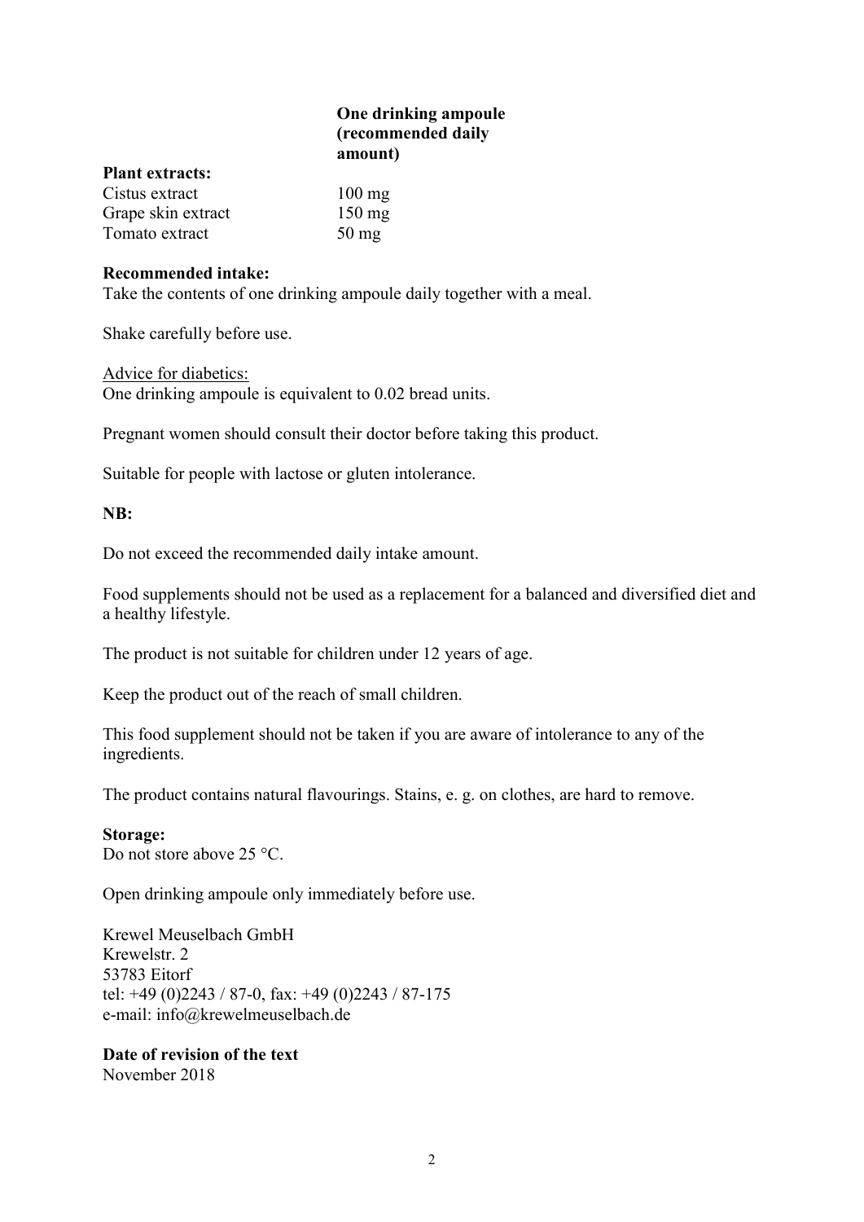| | One drinking ampoule (recommended daily amount) |
| --- | --- |
| **Plant extracts:** | |
| Cistus extract | 100 mg |
| Grape skin extract | 150 mg |
| Tomato extract | 50 mg |

**Recommended intake:**
Take the contents of one drinking ampoule daily together with a meal.

Shake carefully before use.

Advice for diabetics:
One drinking ampoule is equivalent to 0.02 bread units.

Pregnant women should consult their doctor before taking this product.

Suitable for people with lactose or gluten intolerance.

**NB:**

Do not exceed the recommended daily intake amount.

Food supplements should not be used as a replacement for a balanced and diversified diet and a healthy lifestyle.

The product is not suitable for children under 12 years of age.

Keep the product out of the reach of small children.

This food supplement should not be taken if you are aware of intolerance to any of the ingredients.

The product contains natural flavourings. Stains, e. g. on clothes, are hard to remove.

**Storage:**
Do not store above 25 °C.

Open drinking ampoule only immediately before use.

Krewel Meuselbach GmbH
Krewelstr. 2
53783 Eitorf
tel: +49 (0)2243 / 87-0, fax: +49 (0)2243 / 87-175
e-mail: info@krewelmeuselbach.de

**Date of revision of the text**
November 2018